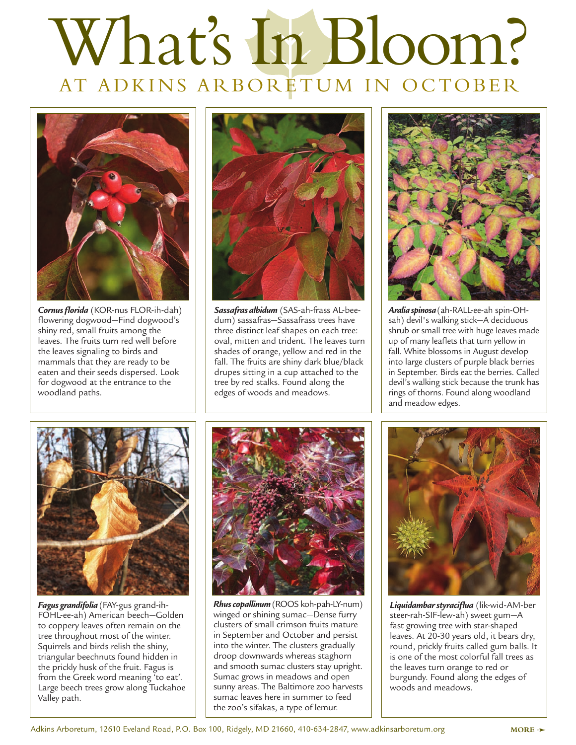# What's In Bloom?

## AT ADKINS ARBORETUM IN OCTOBER

***Cornus florida*** (KOR-nus FLOR-ih-dah) flowering dogwood—Find dogwood's shiny red, small fruits among the leaves. The fruits turn red well before the leaves signaling to birds and mammals that they are ready to be eaten and their seeds dispersed. Look for dogwood at the entrance to the woodland paths.

***Sassafras albidum*** (SAS-ah-frass AL-bee-dum) sassafras—Sassafrass trees have three distinct leaf shapes on each tree: oval, mitten and trident. The leaves turn shades of orange, yellow and red in the fall. The fruits are shiny dark blue/black drupes sitting in a cup attached to the tree by red stalks. Found along the edges of woods and meadows.

***Aralia spinosa*** (ah-RALL-ee-ah spin-OH-sah) devil's walking stick—A deciduous shrub or small tree with huge leaves made up of many leaflets that turn yellow in fall. White blossoms in August develop into large clusters of purple black berries in September. Birds eat the berries. Called devil's walking stick because the trunk has rings of thorns. Found along woodland and meadow edges.

***Fagus grandifolia*** (FAY-gus grand-ih-FOHL-ee-ah) American beech—Golden to coppery leaves often remain on the tree throughout most of the winter. Squirrels and birds relish the shiny, triangular beechnuts found hidden in the prickly husk of the fruit. Fagus is from the Greek word meaning 'to eat'. Large beech trees grow along Tuckahoe Valley path.

***Rhus copallinum*** (ROOS koh-pah-LY-num) winged or shining sumac—Dense furry clusters of small crimson fruits mature in September and October and persist into the winter. The clusters gradually droop downwards whereas staghorn and smooth sumac clusters stay upright. Sumac grows in meadows and open sunny areas. The Baltimore zoo harvests sumac leaves here in summer to feed the zoo's sifakas, a type of lemur.

***Liquidambar styraciflua*** (lik-wid-AM-ber steer-rah-SIF-lew-ah) sweet gum—A fast growing tree with star-shaped leaves. At 20-30 years old, it bears dry, round, prickly fruits called gum balls. It is one of the most colorful fall trees as the leaves turn orange to red or burgundy. Found along the edges of woods and meadows.

Adkins Arboretum, 12610 Eveland Road, P.O. Box 100, Ridgely, MD 21660, 410-634-2847, www.adkinsarboretum.org

MORE ➛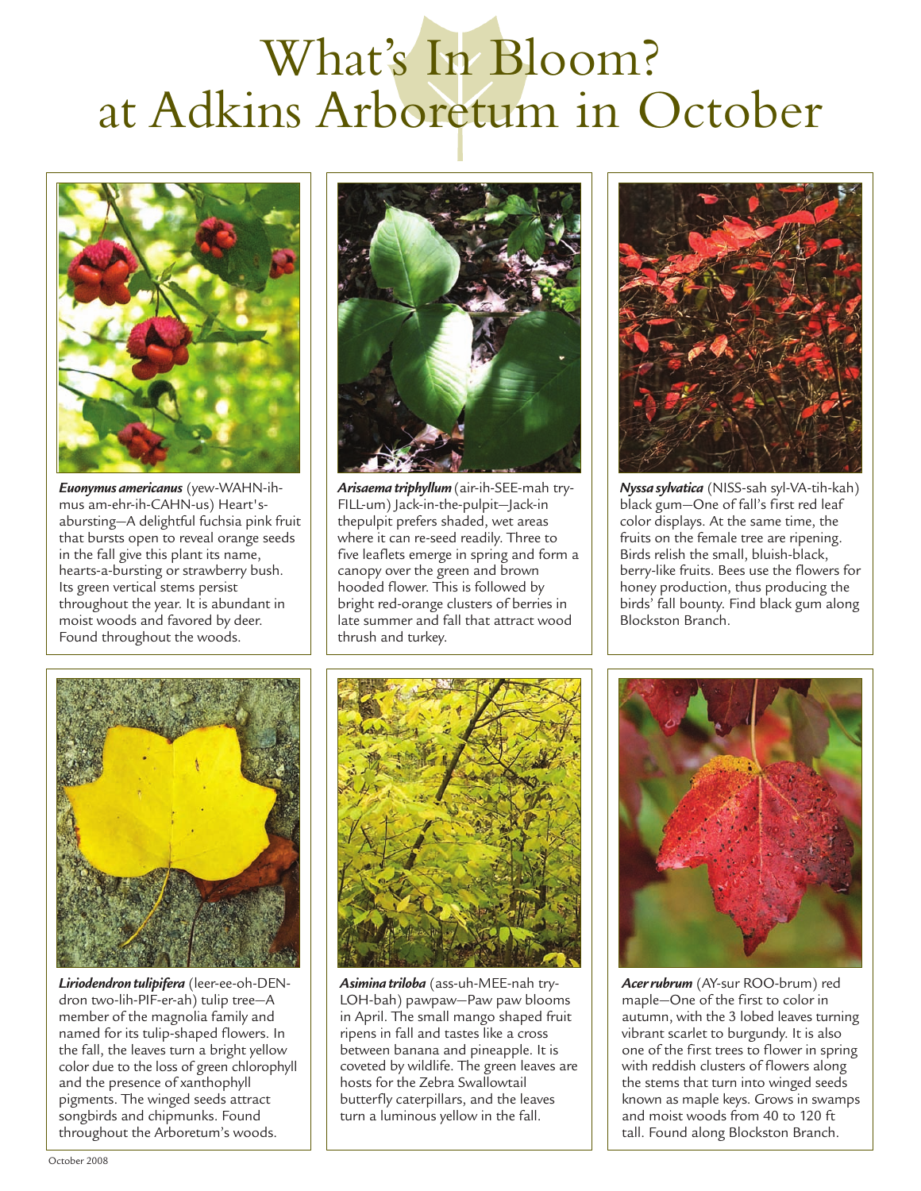# What's In Bloom?
# at Adkins Arboretum in October

***Euonymus americanus*** (yew-WAHN-ih-mus am-ehr-ih-CAHN-us) Heart's-abursting—A delightful fuchsia pink fruit that bursts open to reveal orange seeds in the fall give this plant its name, hearts-a-bursting or strawberry bush. Its green vertical stems persist throughout the year. It is abundant in moist woods and favored by deer. Found throughout the woods.

***Arisaema triphyllum*** (air-ih-SEE-mah try-FILL-um) Jack-in-the-pulpit—Jack-in thepulpit prefers shaded, wet areas where it can re-seed readily. Three to five leaflets emerge in spring and form a canopy over the green and brown hooded flower. This is followed by bright red-orange clusters of berries in late summer and fall that attract wood thrush and turkey.

***Nyssa sylvatica*** (NISS-sah syl-VA-tih-kah) black gum—One of fall's first red leaf color displays. At the same time, the fruits on the female tree are ripening. Birds relish the small, bluish-black, berry-like fruits. Bees use the flowers for honey production, thus producing the birds' fall bounty. Find black gum along Blockston Branch.

***Liriodendron tulipifera*** (leer-ee-oh-DEN-dron two-lih-PIF-er-ah) tulip tree—A member of the magnolia family and named for its tulip-shaped flowers. In the fall, the leaves turn a bright yellow color due to the loss of green chlorophyll and the presence of xanthophyll pigments. The winged seeds attract songbirds and chipmunks. Found throughout the Arboretum's woods.

***Asimina triloba*** (ass-uh-MEE-nah try-LOH-bah) pawpaw—Paw paw blooms in April. The small mango shaped fruit ripens in fall and tastes like a cross between banana and pineapple. It is coveted by wildlife. The green leaves are hosts for the Zebra Swallowtail butterfly caterpillars, and the leaves turn a luminous yellow in the fall.

***Acer rubrum*** (AY-sur ROO-brum) red maple—One of the first to color in autumn, with the 3 lobed leaves turning vibrant scarlet to burgundy. It is also one of the first trees to flower in spring with reddish clusters of flowers along the stems that turn into winged seeds known as maple keys. Grows in swamps and moist woods from 40 to 120 ft tall. Found along Blockston Branch.

October 2008